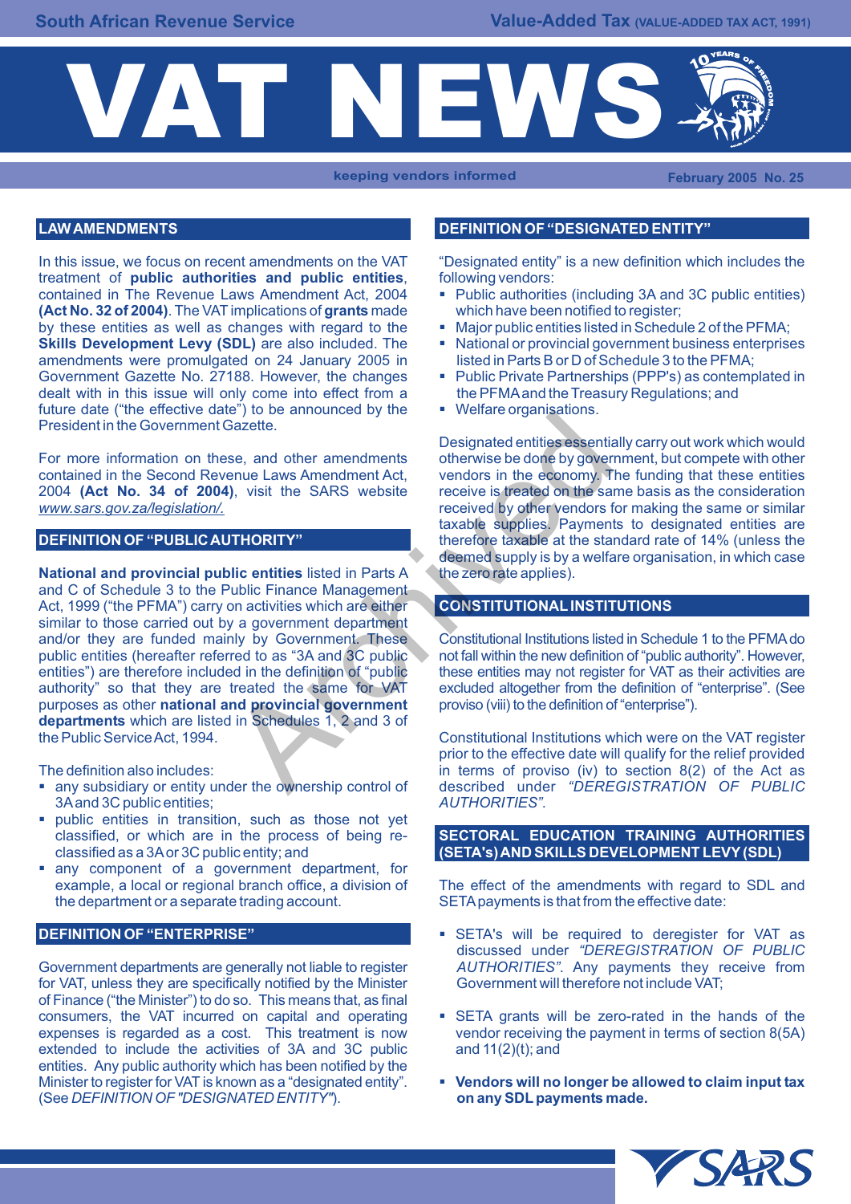# VAT NEWS

keeping vendors informed

February 2005 No. 25

## LAW AMENDMENTS

In this issue, we focus on recent amendments on the VAT treatment of **public authorities and public entities**, contained in The Revenue Laws Amendment Act, 2004 **(Act No. 32 of 2004)**. The VAT implications of **grants** made by these entities as well as changes with regard to the **Skills Development Levy (SDL)** are also included. The amendments were promulgated on 24 January 2005 in Government Gazette No. 27188. However, the changes dealt with in this issue will only come into effect from a future date ("the effective date") to be announced by the President in the Government Gazette.

For more information on these, and other amendments contained in the Second Revenue Laws Amendment Act, 2004 **(Act No. 34 of 2004)**, visit the SARS website *www.sars.gov.za/legislation/.*

## DEFINITION OF "PUBLIC AUTHORITY"

**National and provincial public entities** listed in Parts A and C of Schedule 3 to the Public Finance Management Act, 1999 ("the PFMA") carry on activities which are either similar to those carried out by a government department and/or they are funded mainly by Government. These public entities (hereafter referred to as "3A and 3C public entities") are therefore included in the definition of "public authority" so that they are treated the same for VAT purposes as other **national and provincial government departments** which are listed in Schedules 1, 2 and 3 of the Public Service Act, 1994.

The definition also includes:

- any subsidiary or entity under the ownership control of 3A and 3C public entities;
- public entities in transition, such as those not yet classified, or which are in the process of being re-classified as a 3A or 3C public entity; and
- any component of a government department, for example, a local or regional branch office, a division of the department or a separate trading account.

## DEFINITION OF "ENTERPRISE"

Government departments are generally not liable to register for VAT, unless they are specifically notified by the Minister of Finance ("the Minister") to do so. This means that, as final consumers, the VAT incurred on capital and operating expenses is regarded as a cost. This treatment is now extended to include the activities of 3A and 3C public entities. Any public authority which has been notified by the Minister to register for VAT is known as a "designated entity". (See *DEFINITION OF "DESIGNATED ENTITY"*).

## DEFINITION OF "DESIGNATED ENTITY"

"Designated entity" is a new definition which includes the following vendors:

- Public authorities (including 3A and 3C public entities) which have been notified to register;
- Major public entities listed in Schedule 2 of the PFMA;
- National or provincial government business enterprises listed in Parts B or D of Schedule 3 to the PFMA;
- Public Private Partnerships (PPP's) as contemplated in the PFMA and the Treasury Regulations; and
- Welfare organisations.

Designated entities essentially carry out work which would otherwise be done by government, but compete with other vendors in the economy. The funding that these entities receive is treated on the same basis as the consideration received by other vendors for making the same or similar taxable supplies. Payments to designated entities are therefore taxable at the standard rate of 14% (unless the deemed supply is by a welfare organisation, in which case the zero rate applies).

## CONSTITUTIONAL INSTITUTIONS

Constitutional Institutions listed in Schedule 1 to the PFMA do not fall within the new definition of "public authority". However, these entities may not register for VAT as their activities are excluded altogether from the definition of "enterprise". (See proviso (viii) to the definition of "enterprise").

Constitutional Institutions which were on the VAT register prior to the effective date will qualify for the relief provided in terms of proviso (iv) to section 8(2) of the Act as described under *"DEREGISTRATION OF PUBLIC AUTHORITIES"*.

## SECTORAL EDUCATION TRAINING AUTHORITIES (SETA's) AND SKILLS DEVELOPMENT LEVY (SDL)

The effect of the amendments with regard to SDL and SETA payments is that from the effective date:

- SETA's will be required to deregister for VAT as discussed under *"DEREGISTRATION OF PUBLIC AUTHORITIES"*. Any payments they receive from Government will therefore not include VAT;
- SETA grants will be zero-rated in the hands of the vendor receiving the payment in terms of section 8(5A) and 11(2)(t); and
- **Vendors will no longer be allowed to claim input tax on any SDL payments made.**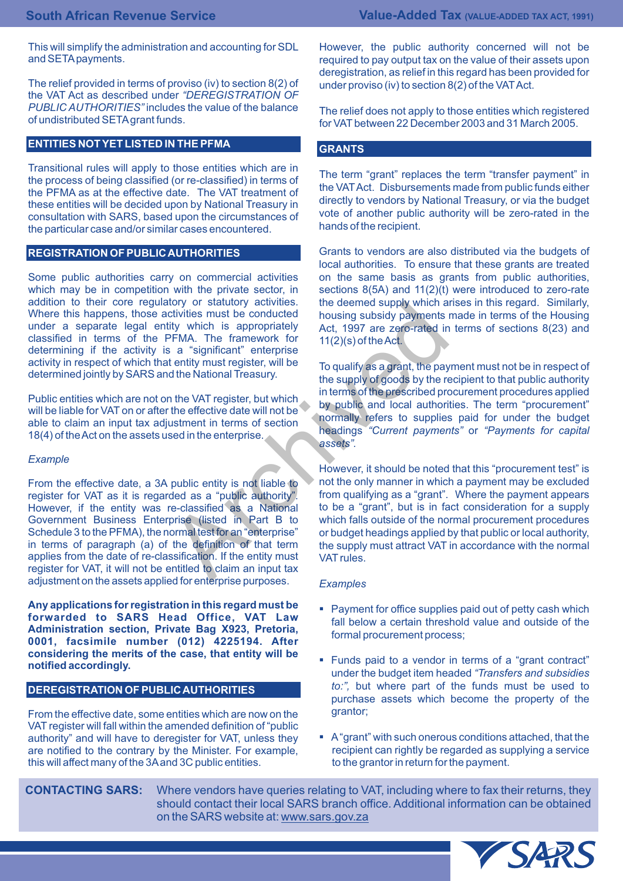This will simplify the administration and accounting for SDL and SETA payments.

The relief provided in terms of proviso (iv) to section 8(2) of the VAT Act as described under *"DEREGISTRATION OF PUBLIC AUTHORITIES"* includes the value of the balance of undistributed SETA grant funds.

## ENTITIES NOT YET LISTED IN THE PFMA

Transitional rules will apply to those entities which are in the process of being classified (or re-classified) in terms of the PFMA as at the effective date. The VAT treatment of these entities will be decided upon by National Treasury in consultation with SARS, based upon the circumstances of the particular case and/or similar cases encountered.

## REGISTRATION OF PUBLIC AUTHORITIES

Some public authorities carry on commercial activities which may be in competition with the private sector, in addition to their core regulatory or statutory activities. Where this happens, those activities must be conducted under a separate legal entity which is appropriately classified in terms of the PFMA. The framework for determining if the activity is a "significant" enterprise activity in respect of which that entity must register, will be determined jointly by SARS and the National Treasury.

Public entities which are not on the VAT register, but which will be liable for VAT on or after the effective date will not be able to claim an input tax adjustment in terms of section 18(4) of the Act on the assets used in the enterprise.

*Example*

From the effective date, a 3A public entity is not liable to register for VAT as it is regarded as a "public authority". However, if the entity was re-classified as a National Government Business Enterprise (listed in Part B to Schedule 3 to the PFMA), the normal test for an "enterprise" in terms of paragraph (a) of the definition of that term applies from the date of re-classification. If the entity must register for VAT, it will not be entitled to claim an input tax adjustment on the assets applied for enterprise purposes.

**Any applications for registration in this regard must be forwarded to SARS Head Office, VAT Law Administration section, Private Bag X923, Pretoria, 0001, facsimile number (012) 4225194. After considering the merits of the case, that entity will be notified accordingly.**

## DEREGISTRATION OF PUBLIC AUTHORITIES

From the effective date, some entities which are now on the VAT register will fall within the amended definition of "public authority" and will have to deregister for VAT, unless they are notified to the contrary by the Minister. For example, this will affect many of the 3A and 3C public entities.

However, the public authority concerned will not be required to pay output tax on the value of their assets upon deregistration, as relief in this regard has been provided for under proviso (iv) to section 8(2) of the VAT Act.

The relief does not apply to those entities which registered for VAT between 22 December 2003 and 31 March 2005.

## GRANTS

The term "grant" replaces the term "transfer payment" in the VAT Act. Disbursements made from public funds either directly to vendors by National Treasury, or via the budget vote of another public authority will be zero-rated in the hands of the recipient.

Grants to vendors are also distributed via the budgets of local authorities. To ensure that these grants are treated on the same basis as grants from public authorities, sections 8(5A) and 11(2)(t) were introduced to zero-rate the deemed supply which arises in this regard. Similarly, housing subsidy payments made in terms of the Housing Act, 1997 are zero-rated in terms of sections 8(23) and 11(2)(s) of the Act.

To qualify as a grant, the payment must not be in respect of the supply of goods by the recipient to that public authority in terms of the prescribed procurement procedures applied by public and local authorities. The term "procurement" normally refers to supplies paid for under the budget headings *"Current payments"* or *"Payments for capital assets"*.

However, it should be noted that this "procurement test" is not the only manner in which a payment may be excluded from qualifying as a "grant". Where the payment appears to be a "grant", but is in fact consideration for a supply which falls outside of the normal procurement procedures or budget headings applied by that public or local authority, the supply must attract VAT in accordance with the normal VAT rules.

*Examples*

- Payment for office supplies paid out of petty cash which fall below a certain threshold value and outside of the formal procurement process;
- Funds paid to a vendor in terms of a "grant contract" under the budget item headed *"Transfers and subsidies to:"*, but where part of the funds must be used to purchase assets which become the property of the grantor;
- A "grant" with such onerous conditions attached, that the recipient can rightly be regarded as supplying a service to the grantor in return for the payment.

**CONTACTING SARS:** Where vendors have queries relating to VAT, including where to fax their returns, they should contact their local SARS branch office. Additional information can be obtained on the SARS website at: www.sars.gov.za